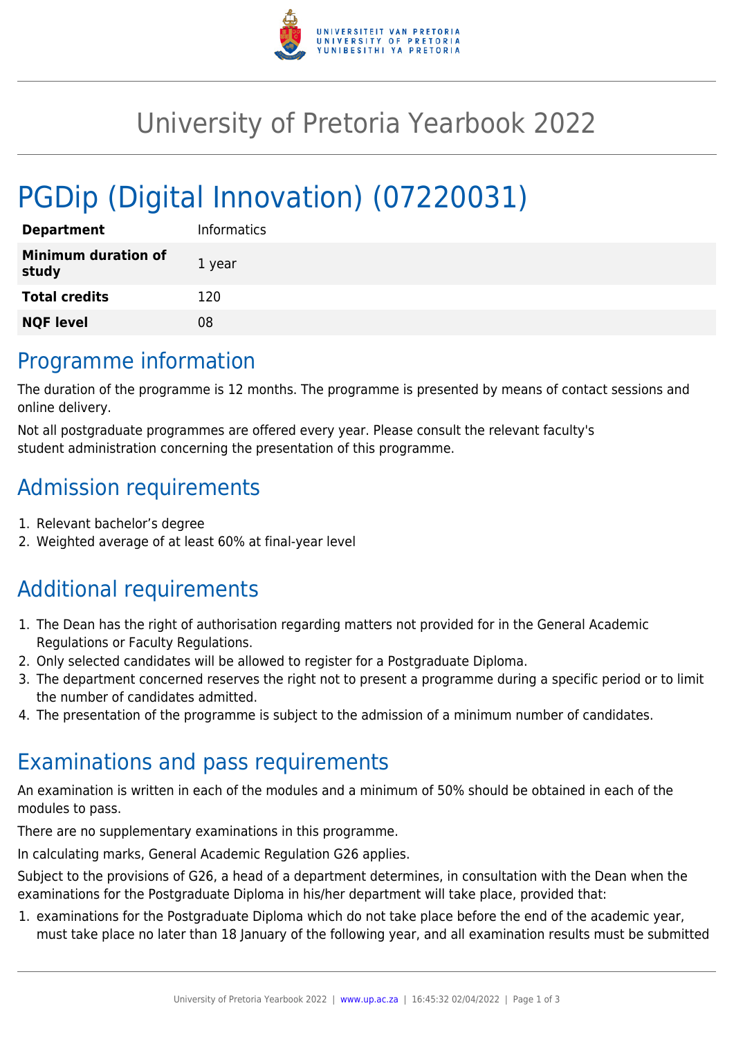# University of Pretoria Yearbook 2022

# PGDip (Digital Innovation) (07220031)

| | |
|---|---|
| **Department** | Informatics |
| **Minimum duration of study** | 1 year |
| **Total credits** | 120 |
| **NQF level** | 08 |

## Programme information

The duration of the programme is 12 months. The programme is presented by means of contact sessions and online delivery.

Not all postgraduate programmes are offered every year. Please consult the relevant faculty's student administration concerning the presentation of this programme.

## Admission requirements

1. Relevant bachelor's degree
2. Weighted average of at least 60% at final-year level

## Additional requirements

1. The Dean has the right of authorisation regarding matters not provided for in the General Academic Regulations or Faculty Regulations.
2. Only selected candidates will be allowed to register for a Postgraduate Diploma.
3. The department concerned reserves the right not to present a programme during a specific period or to limit the number of candidates admitted.
4. The presentation of the programme is subject to the admission of a minimum number of candidates.

## Examinations and pass requirements

An examination is written in each of the modules and a minimum of 50% should be obtained in each of the modules to pass.

There are no supplementary examinations in this programme.

In calculating marks, General Academic Regulation G26 applies.

Subject to the provisions of G26, a head of a department determines, in consultation with the Dean when the examinations for the Postgraduate Diploma in his/her department will take place, provided that:

1. examinations for the Postgraduate Diploma which do not take place before the end of the academic year, must take place no later than 18 January of the following year, and all examination results must be submitted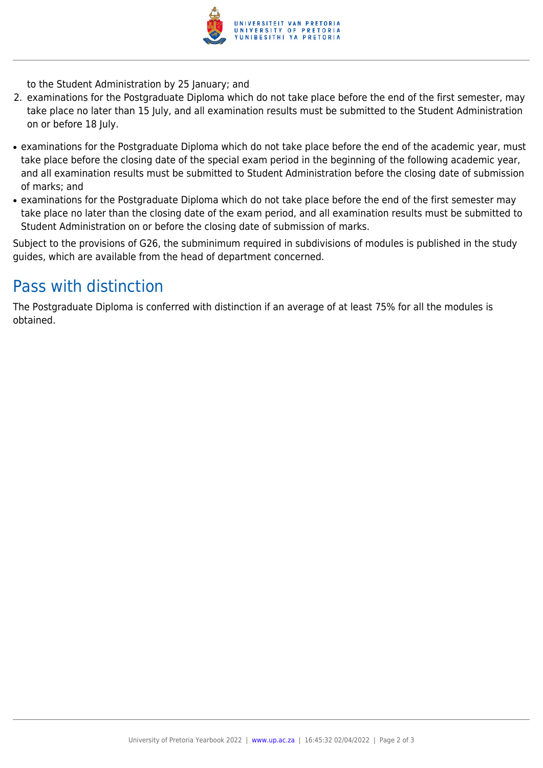to the Student Administration by 25 January; and

2. examinations for the Postgraduate Diploma which do not take place before the end of the first semester, may take place no later than 15 July, and all examination results must be submitted to the Student Administration on or before 18 July.

- examinations for the Postgraduate Diploma which do not take place before the end of the academic year, must take place before the closing date of the special exam period in the beginning of the following academic year, and all examination results must be submitted to Student Administration before the closing date of submission of marks; and
- examinations for the Postgraduate Diploma which do not take place before the end of the first semester may take place no later than the closing date of the exam period, and all examination results must be submitted to Student Administration on or before the closing date of submission of marks.

Subject to the provisions of G26, the subminimum required in subdivisions of modules is published in the study guides, which are available from the head of department concerned.

## Pass with distinction

The Postgraduate Diploma is conferred with distinction if an average of at least 75% for all the modules is obtained.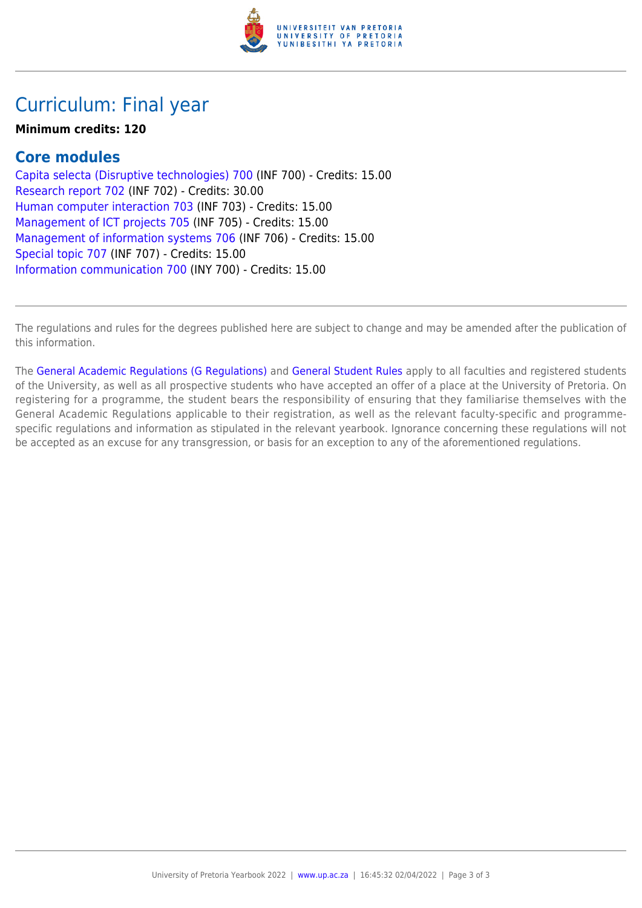# Curriculum: Final year

**Minimum credits: 120**

## Core modules

Capita selecta (Disruptive technologies) 700 (INF 700) - Credits: 15.00
Research report 702 (INF 702) - Credits: 30.00
Human computer interaction 703 (INF 703) - Credits: 15.00
Management of ICT projects 705 (INF 705) - Credits: 15.00
Management of information systems 706 (INF 706) - Credits: 15.00
Special topic 707 (INF 707) - Credits: 15.00
Information communication 700 (INY 700) - Credits: 15.00

---

The regulations and rules for the degrees published here are subject to change and may be amended after the publication of this information.

The General Academic Regulations (G Regulations) and General Student Rules apply to all faculties and registered students of the University, as well as all prospective students who have accepted an offer of a place at the University of Pretoria. On registering for a programme, the student bears the responsibility of ensuring that they familiarise themselves with the General Academic Regulations applicable to their registration, as well as the relevant faculty-specific and programme-specific regulations and information as stipulated in the relevant yearbook. Ignorance concerning these regulations will not be accepted as an excuse for any transgression, or basis for an exception to any of the aforementioned regulations.